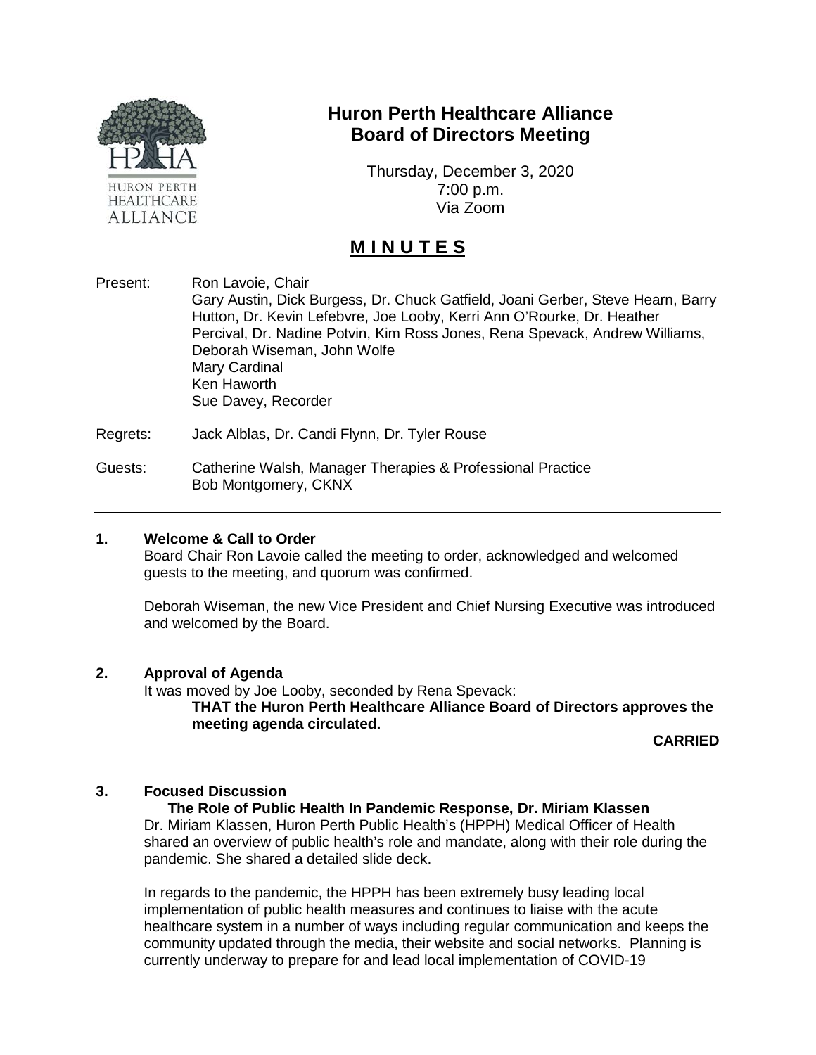# Huron Perth Healthcare Alliance
## Board of Directors Meeting

Thursday, December 3, 2020
7:00 p.m.
Via Zoom

## **M I N U T E S**

Present: Ron Lavoie, Chair
Gary Austin, Dick Burgess, Dr. Chuck Gatfield, Joani Gerber, Steve Hearn, Barry Hutton, Dr. Kevin Lefebvre, Joe Looby, Kerri Ann O'Rourke, Dr. Heather Percival, Dr. Nadine Potvin, Kim Ross Jones, Rena Spevack, Andrew Williams, Deborah Wiseman, John Wolfe
Mary Cardinal
Ken Haworth
Sue Davey, Recorder

Regrets: Jack Alblas, Dr. Candi Flynn, Dr. Tyler Rouse

Guests: Catherine Walsh, Manager Therapies & Professional Practice
Bob Montgomery, CKNX

---

### 1. Welcome & Call to Order

Board Chair Ron Lavoie called the meeting to order, acknowledged and welcomed guests to the meeting, and quorum was confirmed.

Deborah Wiseman, the new Vice President and Chief Nursing Executive was introduced and welcomed by the Board.

### 2. Approval of Agenda

It was moved by Joe Looby, seconded by Rena Spevack:

**THAT the Huron Perth Healthcare Alliance Board of Directors approves the meeting agenda circulated.**

**CARRIED**

### 3. Focused Discussion

**The Role of Public Health In Pandemic Response, Dr. Miriam Klassen**

Dr. Miriam Klassen, Huron Perth Public Health's (HPPH) Medical Officer of Health shared an overview of public health's role and mandate, along with their role during the pandemic. She shared a detailed slide deck.

In regards to the pandemic, the HPPH has been extremely busy leading local implementation of public health measures and continues to liaise with the acute healthcare system in a number of ways including regular communication and keeps the community updated through the media, their website and social networks. Planning is currently underway to prepare for and lead local implementation of COVID-19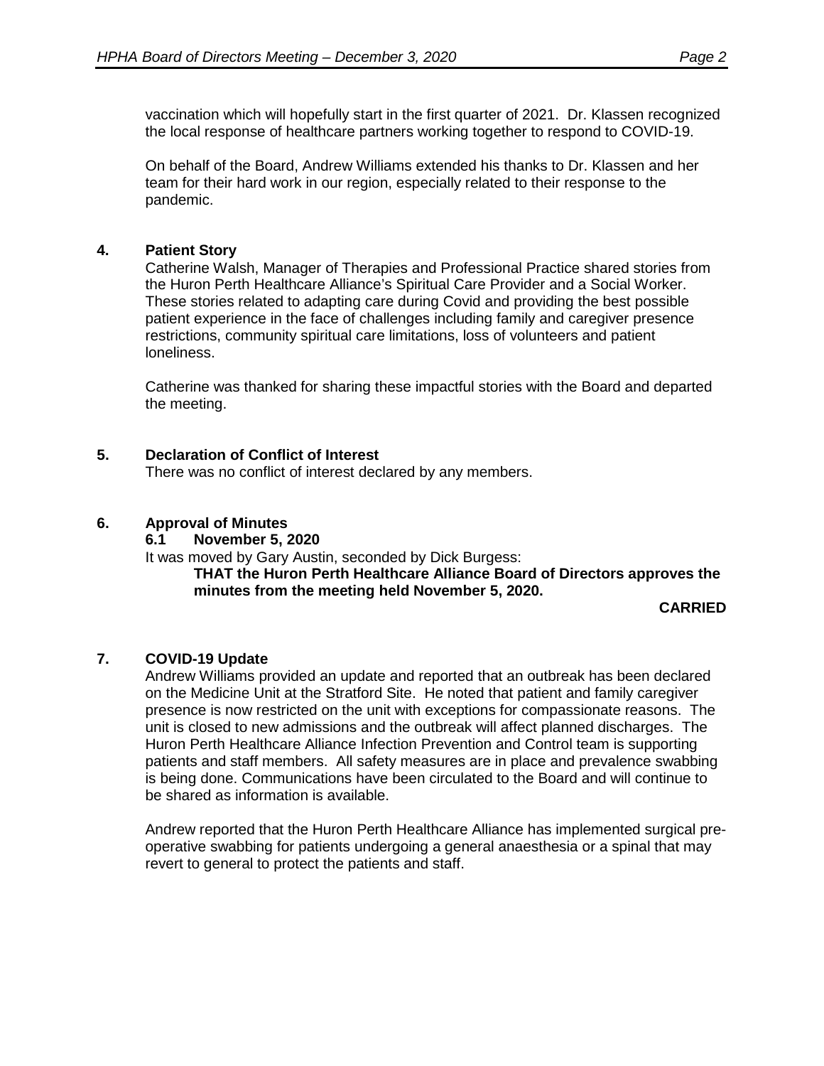vaccination which will hopefully start in the first quarter of 2021. Dr. Klassen recognized the local response of healthcare partners working together to respond to COVID-19.

On behalf of the Board, Andrew Williams extended his thanks to Dr. Klassen and her team for their hard work in our region, especially related to their response to the pandemic.

## 4. Patient Story

Catherine Walsh, Manager of Therapies and Professional Practice shared stories from the Huron Perth Healthcare Alliance's Spiritual Care Provider and a Social Worker. These stories related to adapting care during Covid and providing the best possible patient experience in the face of challenges including family and caregiver presence restrictions, community spiritual care limitations, loss of volunteers and patient loneliness.

Catherine was thanked for sharing these impactful stories with the Board and departed the meeting.

## 5. Declaration of Conflict of Interest

There was no conflict of interest declared by any members.

## 6. Approval of Minutes

### 6.1 November 5, 2020

It was moved by Gary Austin, seconded by Dick Burgess:

**THAT the Huron Perth Healthcare Alliance Board of Directors approves the minutes from the meeting held November 5, 2020.**

**CARRIED**

## 7. COVID-19 Update

Andrew Williams provided an update and reported that an outbreak has been declared on the Medicine Unit at the Stratford Site. He noted that patient and family caregiver presence is now restricted on the unit with exceptions for compassionate reasons. The unit is closed to new admissions and the outbreak will affect planned discharges. The Huron Perth Healthcare Alliance Infection Prevention and Control team is supporting patients and staff members. All safety measures are in place and prevalence swabbing is being done. Communications have been circulated to the Board and will continue to be shared as information is available.

Andrew reported that the Huron Perth Healthcare Alliance has implemented surgical pre-operative swabbing for patients undergoing a general anaesthesia or a spinal that may revert to general to protect the patients and staff.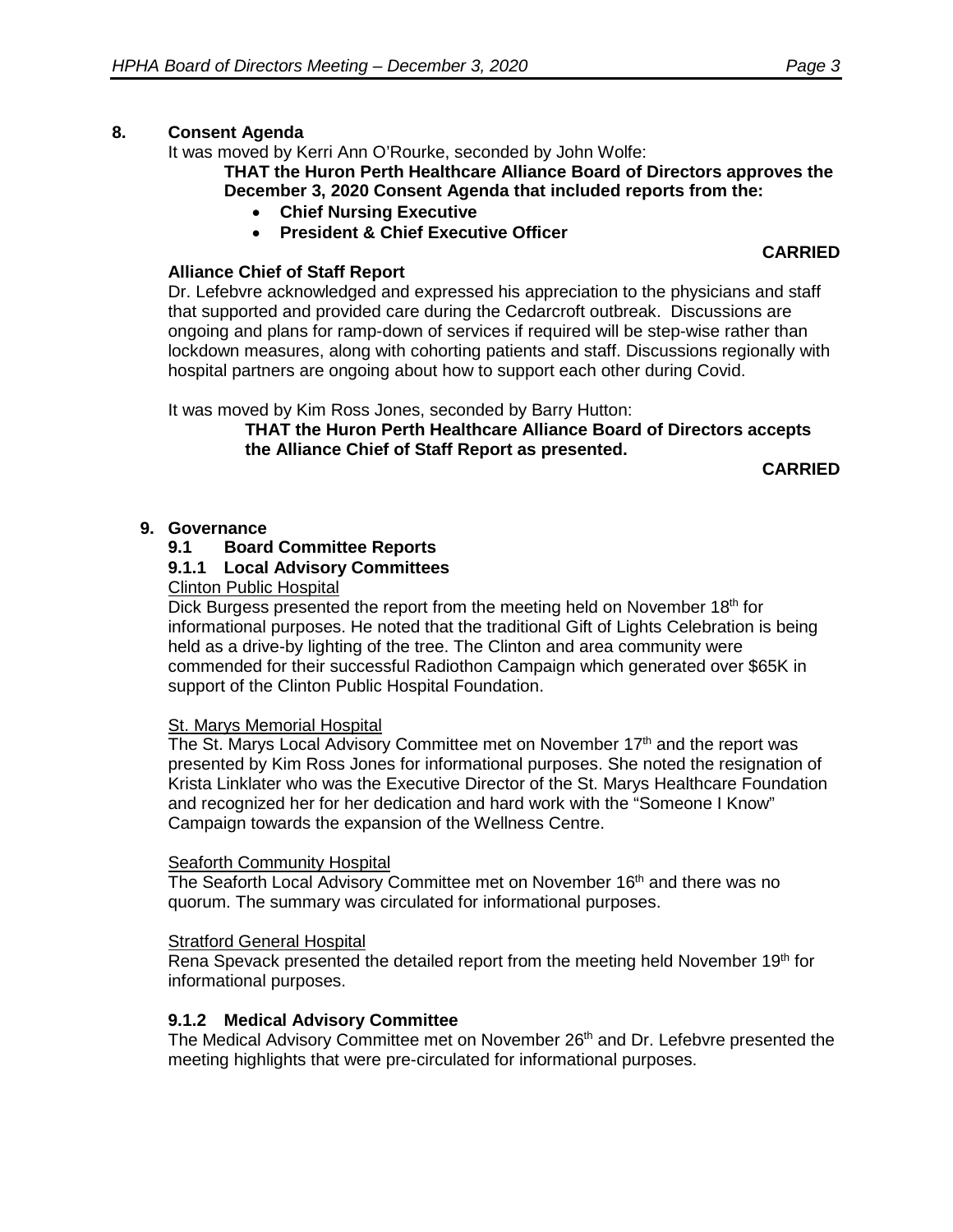## 8. Consent Agenda

It was moved by Kerri Ann O'Rourke, seconded by John Wolfe:

**THAT the Huron Perth Healthcare Alliance Board of Directors approves the December 3, 2020 Consent Agenda that included reports from the:**

- **Chief Nursing Executive**
- **President & Chief Executive Officer**

**CARRIED**

### Alliance Chief of Staff Report

Dr. Lefebvre acknowledged and expressed his appreciation to the physicians and staff that supported and provided care during the Cedarcroft outbreak. Discussions are ongoing and plans for ramp-down of services if required will be step-wise rather than lockdown measures, along with cohorting patients and staff. Discussions regionally with hospital partners are ongoing about how to support each other during Covid.

It was moved by Kim Ross Jones, seconded by Barry Hutton:

**THAT the Huron Perth Healthcare Alliance Board of Directors accepts the Alliance Chief of Staff Report as presented.**

**CARRIED**

## 9. Governance

### 9.1 Board Committee Reports

#### 9.1.1 Local Advisory Committees

Clinton Public Hospital

Dick Burgess presented the report from the meeting held on November 18th for informational purposes. He noted that the traditional Gift of Lights Celebration is being held as a drive-by lighting of the tree. The Clinton and area community were commended for their successful Radiothon Campaign which generated over $65K in support of the Clinton Public Hospital Foundation.

St. Marys Memorial Hospital

The St. Marys Local Advisory Committee met on November 17th and the report was presented by Kim Ross Jones for informational purposes. She noted the resignation of Krista Linklater who was the Executive Director of the St. Marys Healthcare Foundation and recognized her for her dedication and hard work with the "Someone I Know" Campaign towards the expansion of the Wellness Centre.

Seaforth Community Hospital

The Seaforth Local Advisory Committee met on November 16th and there was no quorum. The summary was circulated for informational purposes.

Stratford General Hospital

Rena Spevack presented the detailed report from the meeting held November 19th for informational purposes.

#### 9.1.2 Medical Advisory Committee

The Medical Advisory Committee met on November 26th and Dr. Lefebvre presented the meeting highlights that were pre-circulated for informational purposes.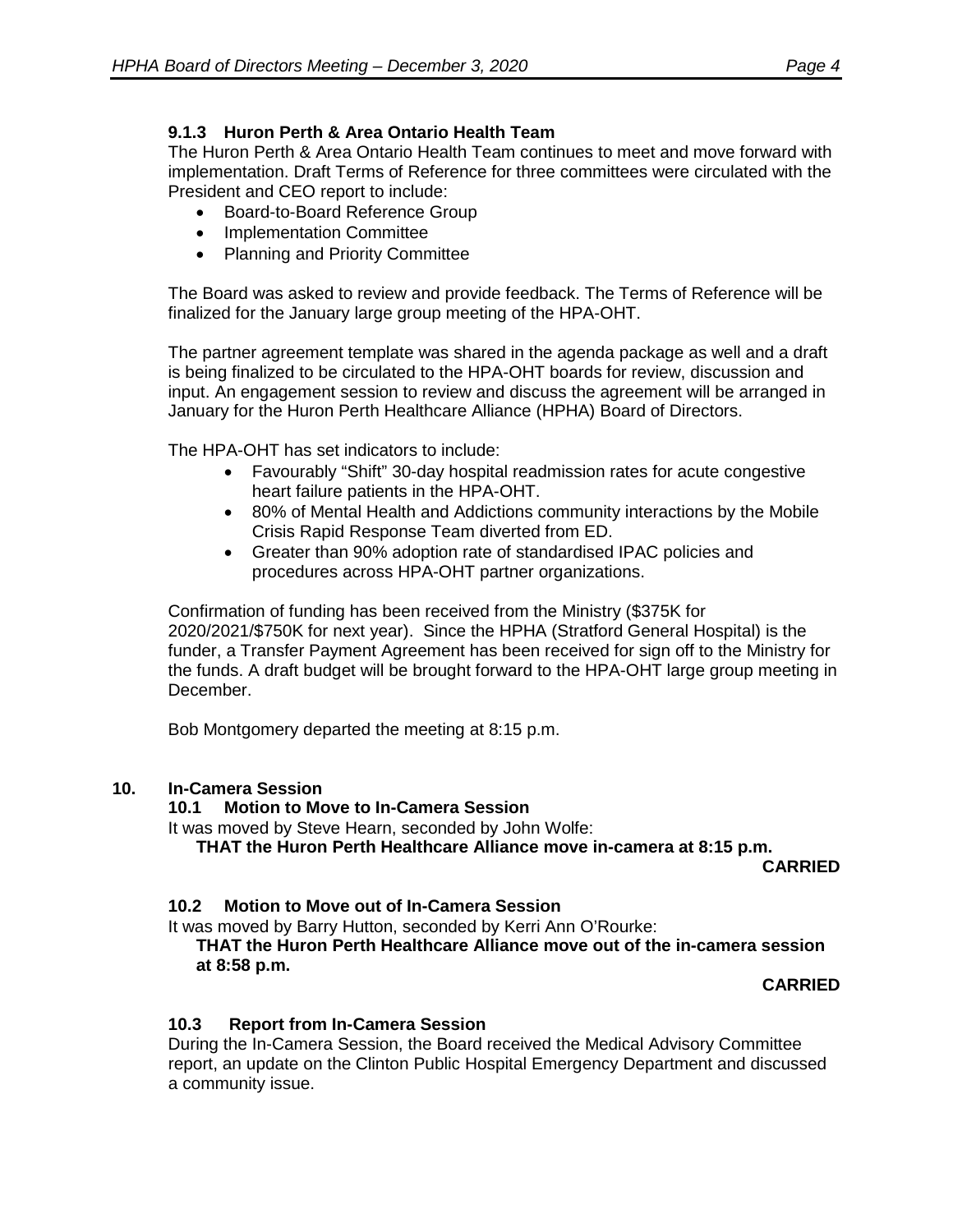### 9.1.3 Huron Perth & Area Ontario Health Team

The Huron Perth & Area Ontario Health Team continues to meet and move forward with implementation. Draft Terms of Reference for three committees were circulated with the President and CEO report to include:

- Board-to-Board Reference Group
- Implementation Committee
- Planning and Priority Committee

The Board was asked to review and provide feedback. The Terms of Reference will be finalized for the January large group meeting of the HPA-OHT.

The partner agreement template was shared in the agenda package as well and a draft is being finalized to be circulated to the HPA-OHT boards for review, discussion and input. An engagement session to review and discuss the agreement will be arranged in January for the Huron Perth Healthcare Alliance (HPHA) Board of Directors.

The HPA-OHT has set indicators to include:

- Favourably "Shift" 30-day hospital readmission rates for acute congestive heart failure patients in the HPA-OHT.
- 80% of Mental Health and Addictions community interactions by the Mobile Crisis Rapid Response Team diverted from ED.
- Greater than 90% adoption rate of standardised IPAC policies and procedures across HPA-OHT partner organizations.

Confirmation of funding has been received from the Ministry ($375K for 2020/2021/$750K for next year). Since the HPHA (Stratford General Hospital) is the funder, a Transfer Payment Agreement has been received for sign off to the Ministry for the funds. A draft budget will be brought forward to the HPA-OHT large group meeting in December.

Bob Montgomery departed the meeting at 8:15 p.m.

## 10. In-Camera Session

### 10.1 Motion to Move to In-Camera Session

It was moved by Steve Hearn, seconded by John Wolfe:

**THAT the Huron Perth Healthcare Alliance move in-camera at 8:15 p.m.**

**CARRIED**

### 10.2 Motion to Move out of In-Camera Session

It was moved by Barry Hutton, seconded by Kerri Ann O'Rourke:

**THAT the Huron Perth Healthcare Alliance move out of the in-camera session at 8:58 p.m.**

**CARRIED**

### 10.3 Report from In-Camera Session

During the In-Camera Session, the Board received the Medical Advisory Committee report, an update on the Clinton Public Hospital Emergency Department and discussed a community issue.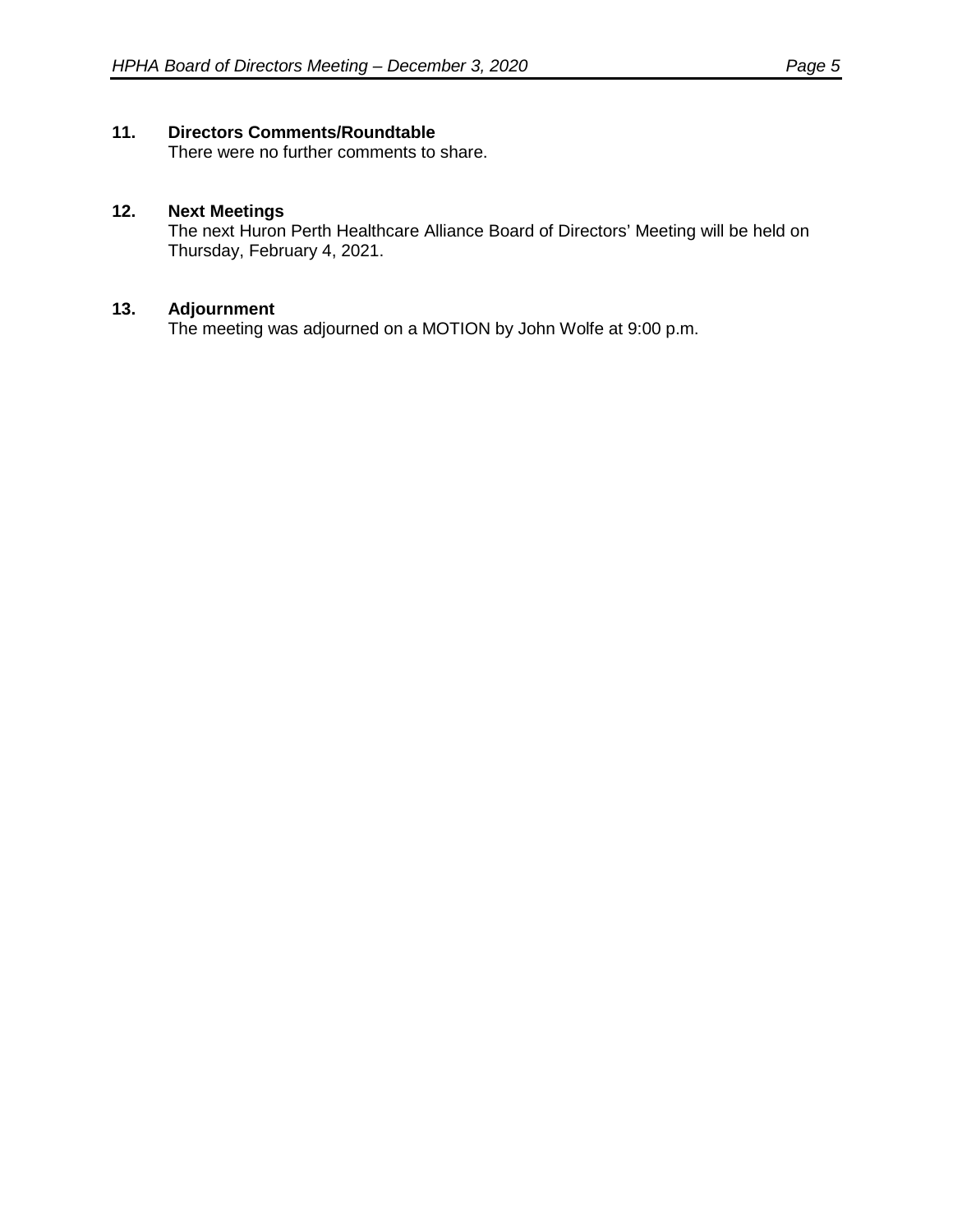## 11. Directors Comments/Roundtable

There were no further comments to share.

## 12. Next Meetings

The next Huron Perth Healthcare Alliance Board of Directors' Meeting will be held on Thursday, February 4, 2021.

## 13. Adjournment

The meeting was adjourned on a MOTION by John Wolfe at 9:00 p.m.